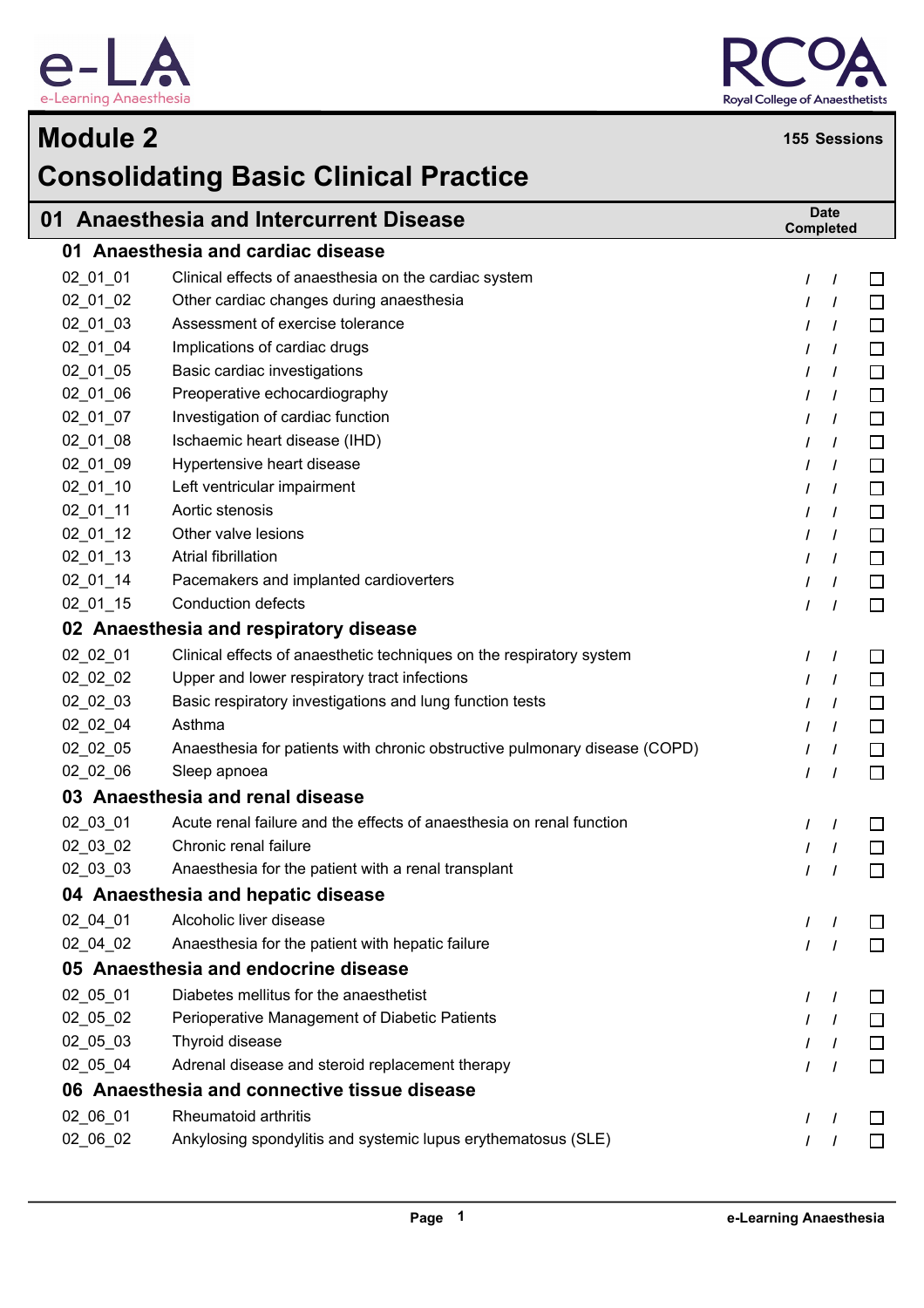# Module 2

# Consolidating Basic Clinical Practice

**155 Sessions**

## 01 Anaesthesia and Intercurrent Disease

| | | Date Completed | |
|---|---|---|---|
| **01 Anaesthesia and cardiac disease** | | | |
| 02_01_01 | Clinical effects of anaesthesia on the cardiac system | / / | ☐ |
| 02_01_02 | Other cardiac changes during anaesthesia | / / | ☐ |
| 02_01_03 | Assessment of exercise tolerance | / / | ☐ |
| 02_01_04 | Implications of cardiac drugs | / / | ☐ |
| 02_01_05 | Basic cardiac investigations | / / | ☐ |
| 02_01_06 | Preoperative echocardiography | / / | ☐ |
| 02_01_07 | Investigation of cardiac function | / / | ☐ |
| 02_01_08 | Ischaemic heart disease (IHD) | / / | ☐ |
| 02_01_09 | Hypertensive heart disease | / / | ☐ |
| 02_01_10 | Left ventricular impairment | / / | ☐ |
| 02_01_11 | Aortic stenosis | / / | ☐ |
| 02_01_12 | Other valve lesions | / / | ☐ |
| 02_01_13 | Atrial fibrillation | / / | ☐ |
| 02_01_14 | Pacemakers and implanted cardioverters | / / | ☐ |
| 02_01_15 | Conduction defects | / / | ☐ |
| **02 Anaesthesia and respiratory disease** | | | |
| 02_02_01 | Clinical effects of anaesthetic techniques on the respiratory system | / / | ☐ |
| 02_02_02 | Upper and lower respiratory tract infections | / / | ☐ |
| 02_02_03 | Basic respiratory investigations and lung function tests | / / | ☐ |
| 02_02_04 | Asthma | / / | ☐ |
| 02_02_05 | Anaesthesia for patients with chronic obstructive pulmonary disease (COPD) | / / | ☐ |
| 02_02_06 | Sleep apnoea | / / | ☐ |
| **03 Anaesthesia and renal disease** | | | |
| 02_03_01 | Acute renal failure and the effects of anaesthesia on renal function | / / | ☐ |
| 02_03_02 | Chronic renal failure | / / | ☐ |
| 02_03_03 | Anaesthesia for the patient with a renal transplant | / / | ☐ |
| **04 Anaesthesia and hepatic disease** | | | |
| 02_04_01 | Alcoholic liver disease | / / | ☐ |
| 02_04_02 | Anaesthesia for the patient with hepatic failure | / / | ☐ |
| **05 Anaesthesia and endocrine disease** | | | |
| 02_05_01 | Diabetes mellitus for the anaesthetist | / / | ☐ |
| 02_05_02 | Perioperative Management of Diabetic Patients | / / | ☐ |
| 02_05_03 | Thyroid disease | / / | ☐ |
| 02_05_04 | Adrenal disease and steroid replacement therapy | / / | ☐ |
| **06 Anaesthesia and connective tissue disease** | | | |
| 02_06_01 | Rheumatoid arthritis | / / | ☐ |
| 02_06_02 | Ankylosing spondylitis and systemic lupus erythematosus (SLE) | / / | ☐ |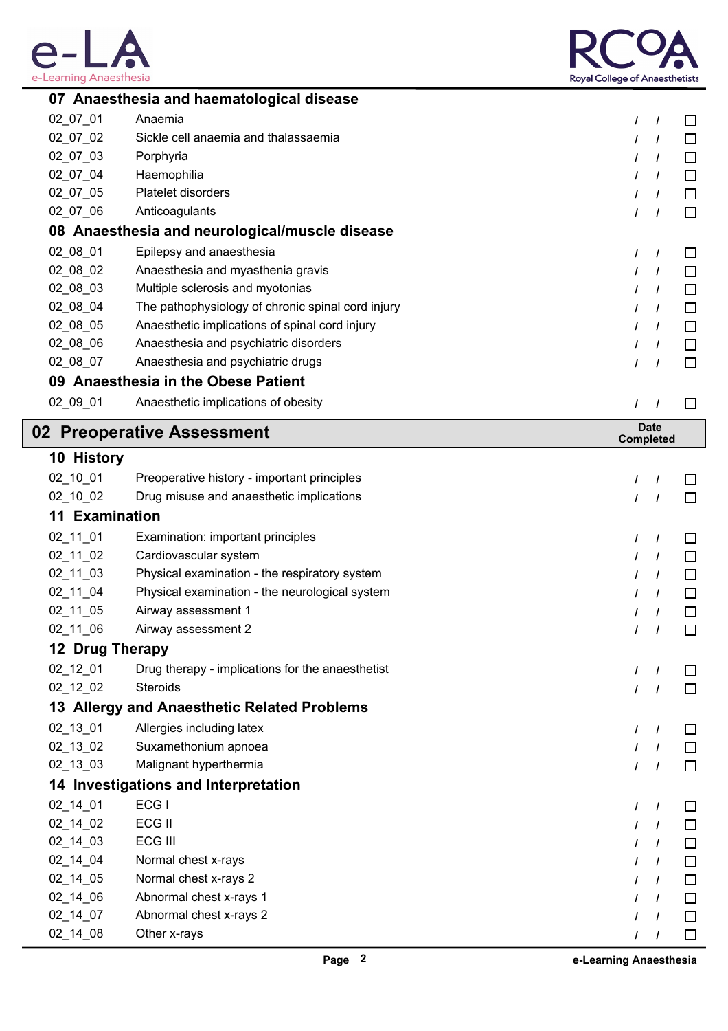### 07 Anaesthesia and haematological disease

| | | | |
|---|---|---|---|
| 02_07_01 | Anaemia | / / | ☐ |
| 02_07_02 | Sickle cell anaemia and thalassaemia | / / | ☐ |
| 02_07_03 | Porphyria | / / | ☐ |
| 02_07_04 | Haemophilia | / / | ☐ |
| 02_07_05 | Platelet disorders | / / | ☐ |
| 02_07_06 | Anticoagulants | / / | ☐ |

### 08 Anaesthesia and neurological/muscle disease

| | | | |
|---|---|---|---|
| 02_08_01 | Epilepsy and anaesthesia | / / | ☐ |
| 02_08_02 | Anaesthesia and myasthenia gravis | / / | ☐ |
| 02_08_03 | Multiple sclerosis and myotonias | / / | ☐ |
| 02_08_04 | The pathophysiology of chronic spinal cord injury | / / | ☐ |
| 02_08_05 | Anaesthetic implications of spinal cord injury | / / | ☐ |
| 02_08_06 | Anaesthesia and psychiatric disorders | / / | ☐ |
| 02_08_07 | Anaesthesia and psychiatric drugs | / / | ☐ |

### 09 Anaesthesia in the Obese Patient

| | | | |
|---|---|---|---|
| 02_09_01 | Anaesthetic implications of obesity | / / | ☐ |

## 02 Preoperative Assessment

**Date Completed**

### 10 History

| | | | |
|---|---|---|---|
| 02_10_01 | Preoperative history - important principles | / / | ☐ |
| 02_10_02 | Drug misuse and anaesthetic implications | / / | ☐ |

### 11 Examination

| | | | |
|---|---|---|---|
| 02_11_01 | Examination: important principles | / / | ☐ |
| 02_11_02 | Cardiovascular system | / / | ☐ |
| 02_11_03 | Physical examination - the respiratory system | / / | ☐ |
| 02_11_04 | Physical examination - the neurological system | / / | ☐ |
| 02_11_05 | Airway assessment 1 | / / | ☐ |
| 02_11_06 | Airway assessment 2 | / / | ☐ |

### 12 Drug Therapy

| | | | |
|---|---|---|---|
| 02_12_01 | Drug therapy - implications for the anaesthetist | / / | ☐ |
| 02_12_02 | Steroids | / / | ☐ |

### 13 Allergy and Anaesthetic Related Problems

| | | | |
|---|---|---|---|
| 02_13_01 | Allergies including latex | / / | ☐ |
| 02_13_02 | Suxamethonium apnoea | / / | ☐ |
| 02_13_03 | Malignant hyperthermia | / / | ☐ |

### 14 Investigations and Interpretation

| | | | |
|---|---|---|---|
| 02_14_01 | ECG I | / / | ☐ |
| 02_14_02 | ECG II | / / | ☐ |
| 02_14_03 | ECG III | / / | ☐ |
| 02_14_04 | Normal chest x-rays | / / | ☐ |
| 02_14_05 | Normal chest x-rays 2 | / / | ☐ |
| 02_14_06 | Abnormal chest x-rays 1 | / / | ☐ |
| 02_14_07 | Abnormal chest x-rays 2 | / / | ☐ |
| 02_14_08 | Other x-rays | / / | ☐ |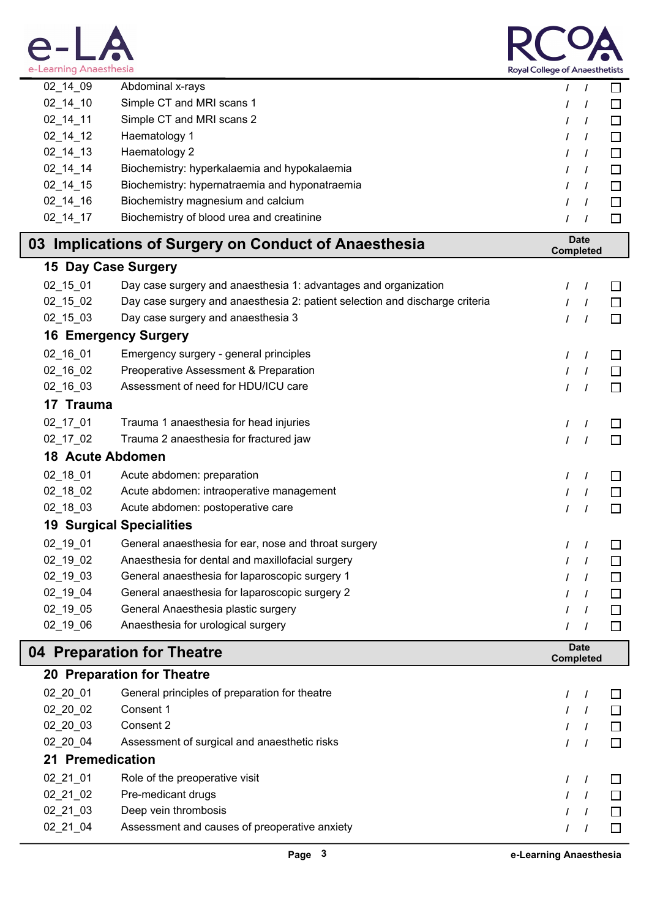| | | | |
|---|---|---|---|
| 02_14_09 | Abdominal x-rays | / / | ☐ |
| 02_14_10 | Simple CT and MRI scans 1 | / / | ☐ |
| 02_14_11 | Simple CT and MRI scans 2 | / / | ☐ |
| 02_14_12 | Haematology 1 | / / | ☐ |
| 02_14_13 | Haematology 2 | / / | ☐ |
| 02_14_14 | Biochemistry: hyperkalaemia and hypokalaemia | / / | ☐ |
| 02_14_15 | Biochemistry: hypernatraemia and hyponatraemia | / / | ☐ |
| 02_14_16 | Biochemistry magnesium and calcium | / / | ☐ |
| 02_14_17 | Biochemistry of blood urea and creatinine | / / | ☐ |

## 03 Implications of Surgery on Conduct of Anaesthesia

**Date Completed**

### 15 Day Case Surgery

| | | | |
|---|---|---|---|
| 02_15_01 | Day case surgery and anaesthesia 1: advantages and organization | / / | ☐ |
| 02_15_02 | Day case surgery and anaesthesia 2: patient selection and discharge criteria | / / | ☐ |
| 02_15_03 | Day case surgery and anaesthesia 3 | / / | ☐ |

### 16 Emergency Surgery

| | | | |
|---|---|---|---|
| 02_16_01 | Emergency surgery - general principles | / / | ☐ |
| 02_16_02 | Preoperative Assessment & Preparation | / / | ☐ |
| 02_16_03 | Assessment of need for HDU/ICU care | / / | ☐ |

### 17 Trauma

| | | | |
|---|---|---|---|
| 02_17_01 | Trauma 1 anaesthesia for head injuries | / / | ☐ |
| 02_17_02 | Trauma 2 anaesthesia for fractured jaw | / / | ☐ |

### 18 Acute Abdomen

| | | | |
|---|---|---|---|
| 02_18_01 | Acute abdomen: preparation | / / | ☐ |
| 02_18_02 | Acute abdomen: intraoperative management | / / | ☐ |
| 02_18_03 | Acute abdomen: postoperative care | / / | ☐ |

### 19 Surgical Specialities

| | | | |
|---|---|---|---|
| 02_19_01 | General anaesthesia for ear, nose and throat surgery | / / | ☐ |
| 02_19_02 | Anaesthesia for dental and maxillofacial surgery | / / | ☐ |
| 02_19_03 | General anaesthesia for laparoscopic surgery 1 | / / | ☐ |
| 02_19_04 | General anaesthesia for laparoscopic surgery 2 | / / | ☐ |
| 02_19_05 | General Anaesthesia plastic surgery | / / | ☐ |
| 02_19_06 | Anaesthesia for urological surgery | / / | ☐ |

## 04 Preparation for Theatre

**Date Completed**

### 20 Preparation for Theatre

| | | | |
|---|---|---|---|
| 02_20_01 | General principles of preparation for theatre | / / | ☐ |
| 02_20_02 | Consent 1 | / / | ☐ |
| 02_20_03 | Consent 2 | / / | ☐ |
| 02_20_04 | Assessment of surgical and anaesthetic risks | / / | ☐ |

### 21 Premedication

| | | | |
|---|---|---|---|
| 02_21_01 | Role of the preoperative visit | / / | ☐ |
| 02_21_02 | Pre-medicant drugs | / / | ☐ |
| 02_21_03 | Deep vein thrombosis | / / | ☐ |
| 02_21_04 | Assessment and causes of preoperative anxiety | / / | ☐ |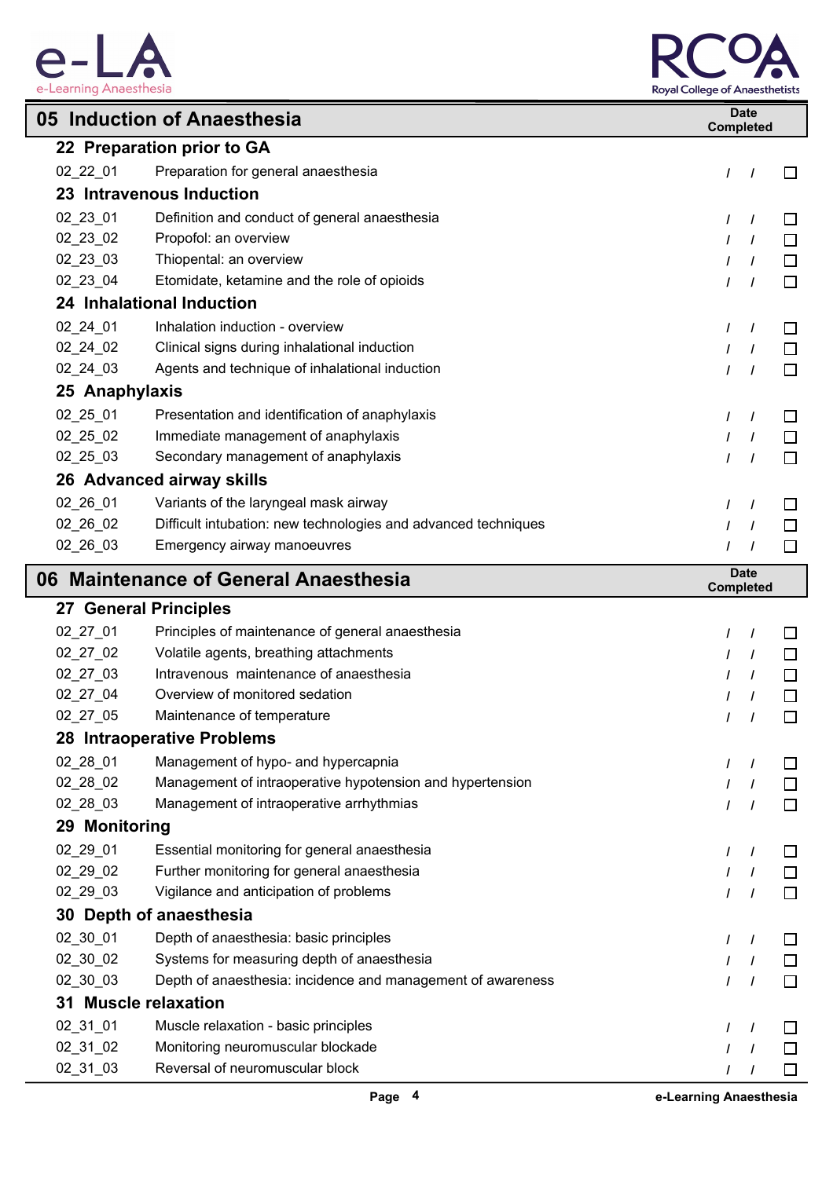## 05 Induction of Anaesthesia

| | | Date Completed | |
|---|---|---|---|
| **22 Preparation prior to GA** | | | |
| 02_22_01 | Preparation for general anaesthesia | / / | ☐ |
| **23 Intravenous Induction** | | | |
| 02_23_01 | Definition and conduct of general anaesthesia | / / | ☐ |
| 02_23_02 | Propofol: an overview | / / | ☐ |
| 02_23_03 | Thiopental: an overview | / / | ☐ |
| 02_23_04 | Etomidate, ketamine and the role of opioids | / / | ☐ |
| **24 Inhalational Induction** | | | |
| 02_24_01 | Inhalation induction - overview | / / | ☐ |
| 02_24_02 | Clinical signs during inhalational induction | / / | ☐ |
| 02_24_03 | Agents and technique of inhalational induction | / / | ☐ |
| **25 Anaphylaxis** | | | |
| 02_25_01 | Presentation and identification of anaphylaxis | / / | ☐ |
| 02_25_02 | Immediate management of anaphylaxis | / / | ☐ |
| 02_25_03 | Secondary management of anaphylaxis | / / | ☐ |
| **26 Advanced airway skills** | | | |
| 02_26_01 | Variants of the laryngeal mask airway | / / | ☐ |
| 02_26_02 | Difficult intubation: new technologies and advanced techniques | / / | ☐ |
| 02_26_03 | Emergency airway manoeuvres | / / | ☐ |

## 06 Maintenance of General Anaesthesia

| | | Date Completed | |
|---|---|---|---|
| **27 General Principles** | | | |
| 02_27_01 | Principles of maintenance of general anaesthesia | / / | ☐ |
| 02_27_02 | Volatile agents, breathing attachments | / / | ☐ |
| 02_27_03 | Intravenous maintenance of anaesthesia | / / | ☐ |
| 02_27_04 | Overview of monitored sedation | / / | ☐ |
| 02_27_05 | Maintenance of temperature | / / | ☐ |
| **28 Intraoperative Problems** | | | |
| 02_28_01 | Management of hypo- and hypercapnia | / / | ☐ |
| 02_28_02 | Management of intraoperative hypotension and hypertension | / / | ☐ |
| 02_28_03 | Management of intraoperative arrhythmias | / / | ☐ |
| **29 Monitoring** | | | |
| 02_29_01 | Essential monitoring for general anaesthesia | / / | ☐ |
| 02_29_02 | Further monitoring for general anaesthesia | / / | ☐ |
| 02_29_03 | Vigilance and anticipation of problems | / / | ☐ |
| **30 Depth of anaesthesia** | | | |
| 02_30_01 | Depth of anaesthesia: basic principles | / / | ☐ |
| 02_30_02 | Systems for measuring depth of anaesthesia | / / | ☐ |
| 02_30_03 | Depth of anaesthesia: incidence and management of awareness | / / | ☐ |
| **31 Muscle relaxation** | | | |
| 02_31_01 | Muscle relaxation - basic principles | / / | ☐ |
| 02_31_02 | Monitoring neuromuscular blockade | / / | ☐ |
| 02_31_03 | Reversal of neuromuscular block | / / | ☐ |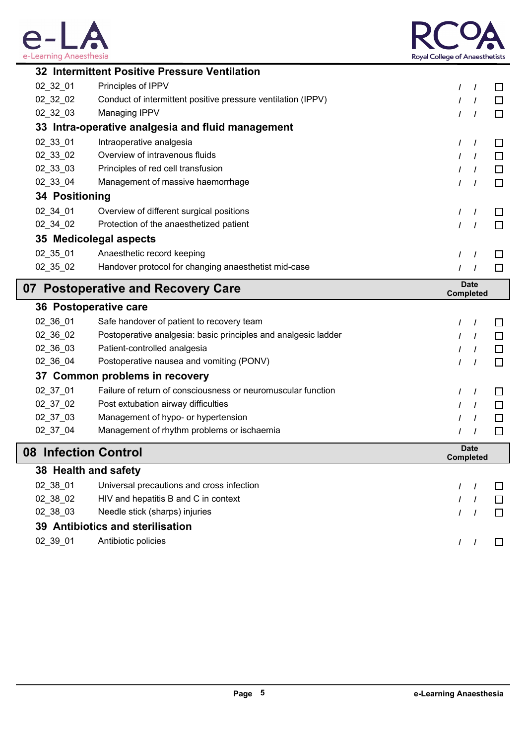### 32 Intermittent Positive Pressure Ventilation

| | | | |
|---|---|---|---|
| 02_32_01 | Principles of IPPV | / / | ☐ |
| 02_32_02 | Conduct of intermittent positive pressure ventilation (IPPV) | / / | ☐ |
| 02_32_03 | Managing IPPV | / / | ☐ |

### 33 Intra-operative analgesia and fluid management

| | | | |
|---|---|---|---|
| 02_33_01 | Intraoperative analgesia | / / | ☐ |
| 02_33_02 | Overview of intravenous fluids | / / | ☐ |
| 02_33_03 | Principles of red cell transfusion | / / | ☐ |
| 02_33_04 | Management of massive haemorrhage | / / | ☐ |

### 34 Positioning

| | | | |
|---|---|---|---|
| 02_34_01 | Overview of different surgical positions | / / | ☐ |
| 02_34_02 | Protection of the anaesthetized patient | / / | ☐ |

### 35 Medicolegal aspects

| | | | |
|---|---|---|---|
| 02_35_01 | Anaesthetic record keeping | / / | ☐ |
| 02_35_02 | Handover protocol for changing anaesthetist mid-case | / / | ☐ |

## 07 Postoperative and Recovery Care

**Date Completed**

### 36 Postoperative care

| | | | |
|---|---|---|---|
| 02_36_01 | Safe handover of patient to recovery team | / / | ☐ |
| 02_36_02 | Postoperative analgesia: basic principles and analgesic ladder | / / | ☐ |
| 02_36_03 | Patient-controlled analgesia | / / | ☐ |
| 02_36_04 | Postoperative nausea and vomiting (PONV) | / / | ☐ |

### 37 Common problems in recovery

| | | | |
|---|---|---|---|
| 02_37_01 | Failure of return of consciousness or neuromuscular function | / / | ☐ |
| 02_37_02 | Post extubation airway difficulties | / / | ☐ |
| 02_37_03 | Management of hypo- or hypertension | / / | ☐ |
| 02_37_04 | Management of rhythm problems or ischaemia | / / | ☐ |

## 08 Infection Control

**Date Completed**

### 38 Health and safety

| | | | |
|---|---|---|---|
| 02_38_01 | Universal precautions and cross infection | / / | ☐ |
| 02_38_02 | HIV and hepatitis B and C in context | / / | ☐ |
| 02_38_03 | Needle stick (sharps) injuries | / / | ☐ |

### 39 Antibiotics and sterilisation

| | | | |
|---|---|---|---|
| 02_39_01 | Antibiotic policies | / / | ☐ |